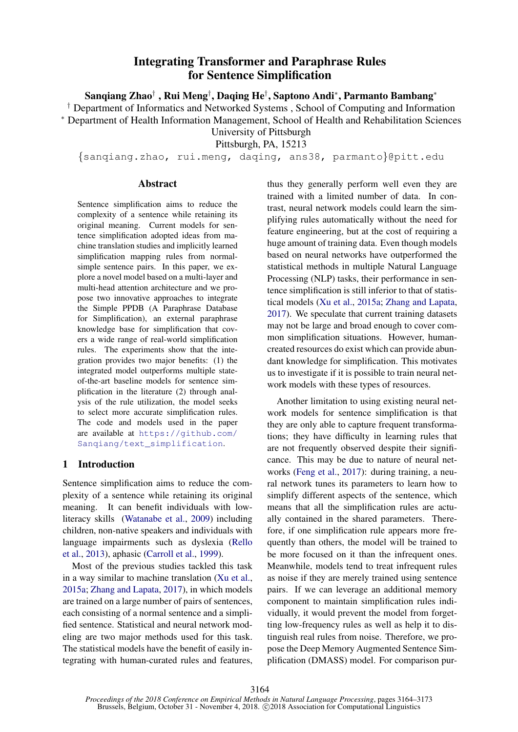# Integrating Transformer and Paraphrase Rules for Sentence Simplification

**Sanqiang Zhao[†], Rui Meng[†], Daqing He[†], Saptono Andi[*], Parmanto Bambang[*]**

[†] Department of Informatics and Networked Systems, School of Computing and Information
[*] Department of Health Information Management, School of Health and Rehabilitation Sciences
University of Pittsburgh
Pittsburgh, PA, 15213
{sanqiang.zhao, rui.meng, daqing, ans38, parmanto}@pitt.edu

## Abstract

Sentence simplification aims to reduce the complexity of a sentence while retaining its original meaning. Current models for sentence simplification adopted ideas from machine translation studies and implicitly learned simplification mapping rules from normal-simple sentence pairs. In this paper, we explore a novel model based on a multi-layer and multi-head attention architecture and we propose two innovative approaches to integrate the Simple PPDB (A Paraphrase Database for Simplification), an external paraphrase knowledge base for simplification that covers a wide range of real-world simplification rules. The experiments show that the integration provides two major benefits: (1) the integrated model outperforms multiple state-of-the-art baseline models for sentence simplification in the literature (2) through analysis of the rule utilization, the model seeks to select more accurate simplification rules. The code and models used in the paper are available at https://github.com/Sanqiang/text_simplification.

## 1 Introduction

Sentence simplification aims to reduce the complexity of a sentence while retaining its original meaning. It can benefit individuals with low-literacy skills (Watanabe et al., 2009) including children, non-native speakers and individuals with language impairments such as dyslexia (Rello et al., 2013), aphasic (Carroll et al., 1999).

Most of the previous studies tackled this task in a way similar to machine translation (Xu et al., 2015a; Zhang and Lapata, 2017), in which models are trained on a large number of pairs of sentences, each consisting of a normal sentence and a simplified sentence. Statistical and neural network modeling are two major methods used for this task. The statistical models have the benefit of easily integrating with human-curated rules and features, thus they generally perform well even they are trained with a limited number of data. In contrast, neural network models could learn the simplifying rules automatically without the need for feature engineering, but at the cost of requiring a huge amount of training data. Even though models based on neural networks have outperformed the statistical methods in multiple Natural Language Processing (NLP) tasks, their performance in sentence simplification is still inferior to that of statistical models (Xu et al., 2015a; Zhang and Lapata, 2017). We speculate that current training datasets may not be large and broad enough to cover common simplification situations. However, human-created resources do exist which can provide abundant knowledge for simplification. This motivates us to investigate if it is possible to train neural network models with these types of resources.

Another limitation to using existing neural network models for sentence simplification is that they are only able to capture frequent transformations; they have difficulty in learning rules that are not frequently observed despite their significance. This may be due to nature of neural networks (Feng et al., 2017): during training, a neural network tunes its parameters to learn how to simplify different aspects of the sentence, which means that all the simplification rules are actually contained in the shared parameters. Therefore, if one simplification rule appears more frequently than others, the model will be trained to be more focused on it than the infrequent ones. Meanwhile, models tend to treat infrequent rules as noise if they are merely trained using sentence pairs. If we can leverage an additional memory component to maintain simplification rules individually, it would prevent the model from forgetting low-frequency rules as well as help it to distinguish real rules from noise. Therefore, we propose the Deep Memory Augmented Sentence Simplification (DMASS) model. For comparison pur-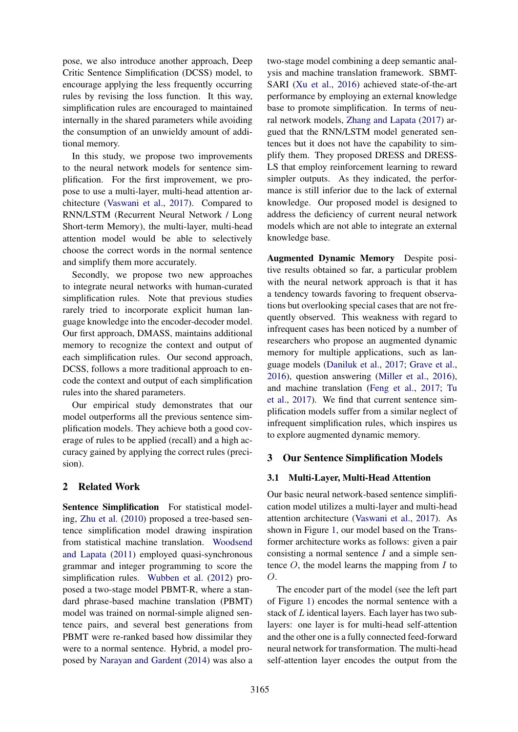pose, we also introduce another approach, Deep Critic Sentence Simplification (DCSS) model, to encourage applying the less frequently occurring rules by revising the loss function. It this way, simplification rules are encouraged to maintained internally in the shared parameters while avoiding the consumption of an unwieldy amount of additional memory.

In this study, we propose two improvements to the neural network models for sentence simplification. For the first improvement, we propose to use a multi-layer, multi-head attention architecture (Vaswani et al., 2017). Compared to RNN/LSTM (Recurrent Neural Network / Long Short-term Memory), the multi-layer, multi-head attention model would be able to selectively choose the correct words in the normal sentence and simplify them more accurately.

Secondly, we propose two new approaches to integrate neural networks with human-curated simplification rules. Note that previous studies rarely tried to incorporate explicit human language knowledge into the encoder-decoder model. Our first approach, DMASS, maintains additional memory to recognize the context and output of each simplification rules. Our second approach, DCSS, follows a more traditional approach to encode the context and output of each simplification rules into the shared parameters.

Our empirical study demonstrates that our model outperforms all the previous sentence simplification models. They achieve both a good coverage of rules to be applied (recall) and a high accuracy gained by applying the correct rules (precision).

## 2 Related Work

**Sentence Simplification** For statistical modeling, Zhu et al. (2010) proposed a tree-based sentence simplification model drawing inspiration from statistical machine translation. Woodsend and Lapata (2011) employed quasi-synchronous grammar and integer programming to score the simplification rules. Wubben et al. (2012) proposed a two-stage model PBMT-R, where a standard phrase-based machine translation (PBMT) model was trained on normal-simple aligned sentence pairs, and several best generations from PBMT were re-ranked based how dissimilar they were to a normal sentence. Hybrid, a model proposed by Narayan and Gardent (2014) was also a two-stage model combining a deep semantic analysis and machine translation framework. SBMT-SARI (Xu et al., 2016) achieved state-of-the-art performance by employing an external knowledge base to promote simplification. In terms of neural network models, Zhang and Lapata (2017) argued that the RNN/LSTM model generated sentences but it does not have the capability to simplify them. They proposed DRESS and DRESS-LS that employ reinforcement learning to reward simpler outputs. As they indicated, the performance is still inferior due to the lack of external knowledge. Our proposed model is designed to address the deficiency of current neural network models which are not able to integrate an external knowledge base.

**Augmented Dynamic Memory** Despite positive results obtained so far, a particular problem with the neural network approach is that it has a tendency towards favoring to frequent observations but overlooking special cases that are not frequently observed. This weakness with regard to infrequent cases has been noticed by a number of researchers who propose an augmented dynamic memory for multiple applications, such as language models (Daniluk et al., 2017; Grave et al., 2016), question answering (Miller et al., 2016), and machine translation (Feng et al., 2017; Tu et al., 2017). We find that current sentence simplification models suffer from a similar neglect of infrequent simplification rules, which inspires us to explore augmented dynamic memory.

## 3 Our Sentence Simplification Models

### 3.1 Multi-Layer, Multi-Head Attention

Our basic neural network-based sentence simplification model utilizes a multi-layer and multi-head attention architecture (Vaswani et al., 2017). As shown in Figure 1, our model based on the Transformer architecture works as follows: given a pair consisting a normal sentence $I$ and a simple sentence $O$, the model learns the mapping from $I$ to $O$.

The encoder part of the model (see the left part of Figure 1) encodes the normal sentence with a stack of $L$ identical layers. Each layer has two sublayers: one layer is for multi-head self-attention and the other one is a fully connected feed-forward neural network for transformation. The multi-head self-attention layer encodes the output from the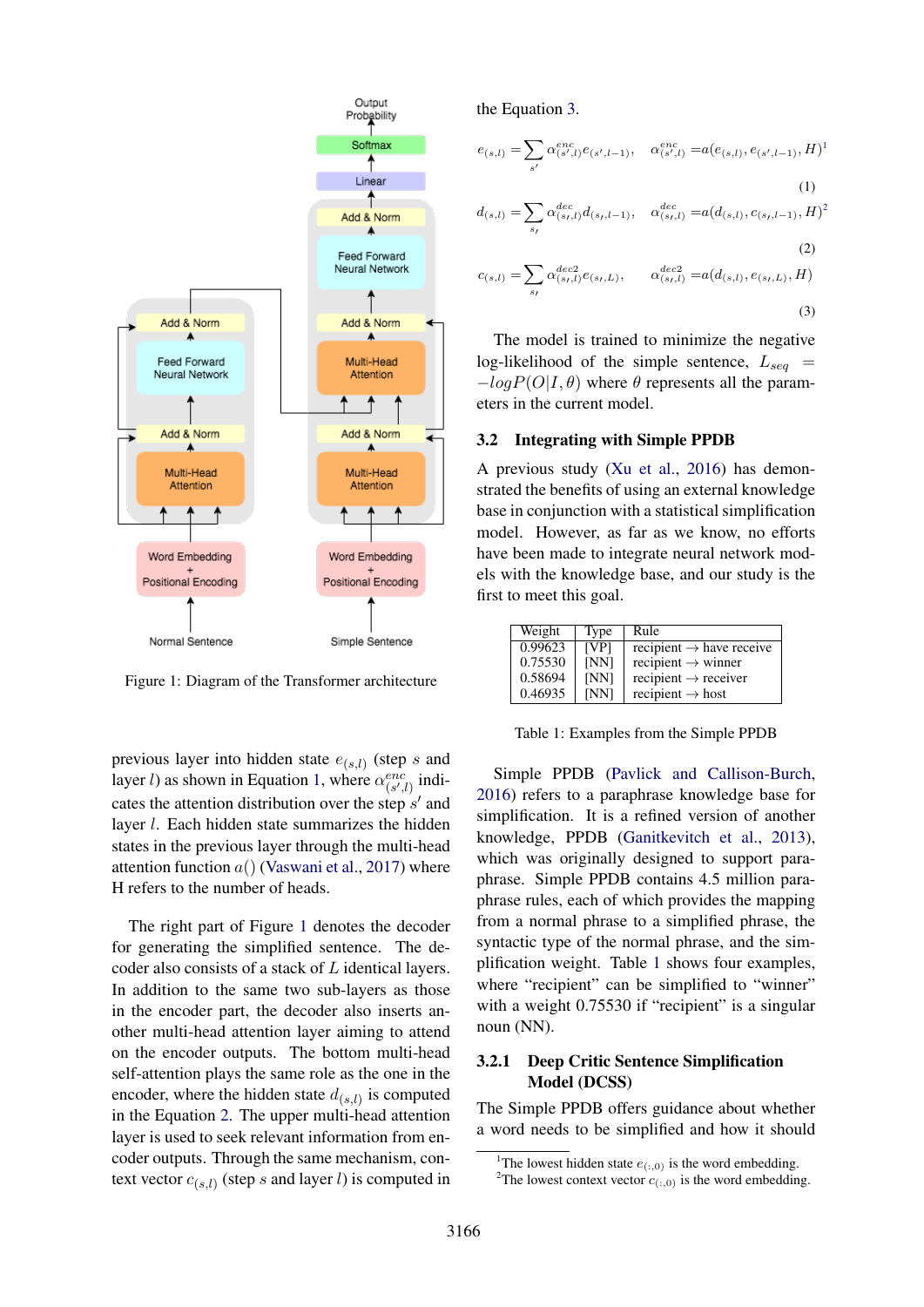Figure 1: Diagram of the Transformer architecture

previous layer into hidden state $e_{(s,l)}$ (step $s$ and layer $l$) as shown in Equation 1, where $\alpha^{enc}_{(s',l)}$ indicates the attention distribution over the step $s'$ and layer $l$. Each hidden state summarizes the hidden states in the previous layer through the multi-head attention function $a()$ (Vaswani et al., 2017) where H refers to the number of heads.

The right part of Figure 1 denotes the decoder for generating the simplified sentence. The decoder also consists of a stack of $L$ identical layers. In addition to the same two sub-layers as those in the encoder part, the decoder also inserts another multi-head attention layer aiming to attend on the encoder outputs. The bottom multi-head self-attention plays the same role as the one in the encoder, where the hidden state $d_{(s,l)}$ is computed in the Equation 2. The upper multi-head attention layer is used to seek relevant information from encoder outputs. Through the same mechanism, context vector $c_{(s,l)}$ (step $s$ and layer $l$) is computed in the Equation 3.

$$e_{(s,l)} = \sum_{s'} \alpha^{enc}_{(s',l)} e_{(s',l-1)}, \quad \alpha^{enc}_{(s',l)} = a(e_{(s,l)}, e_{(s',l-1)}, H)^{1} \tag{1}$$

$$d_{(s,l)} = \sum_{s_{\prime}} \alpha^{dec}_{(s_{\prime},l)} d_{(s_{\prime},l-1)}, \quad \alpha^{dec}_{(s_{\prime},l)} = a(d_{(s,l)}, c_{(s_{\prime},l-1)}, H)^{2} \tag{2}$$

$$c_{(s,l)} = \sum_{s_{\prime}} \alpha^{dec2}_{(s_{\prime},l)} e_{(s_{\prime},L)}, \quad \alpha^{dec2}_{(s_{\prime},l)} = a(d_{(s,l)}, e_{(s_{\prime},L)}, H) \tag{3}$$

The model is trained to minimize the negative log-likelihood of the simple sentence, $L_{seq} = -logP(O|I, \theta)$ where $\theta$ represents all the parameters in the current model.

### 3.2 Integrating with Simple PPDB

A previous study (Xu et al., 2016) has demonstrated the benefits of using an external knowledge base in conjunction with a statistical simplification model. However, as far as we know, no efforts have been made to integrate neural network models with the knowledge base, and our study is the first to meet this goal.

| Weight | Type | Rule |
|---|---|---|
| 0.99623 | [VP] | recipient → have receive |
| 0.75530 | [NN] | recipient → winner |
| 0.58694 | [NN] | recipient → receiver |
| 0.46935 | [NN] | recipient → host |

Table 1: Examples from the Simple PPDB

Simple PPDB (Pavlick and Callison-Burch, 2016) refers to a paraphrase knowledge base for simplification. It is a refined version of another knowledge, PPDB (Ganitkevitch et al., 2013), which was originally designed to support paraphrase. Simple PPDB contains 4.5 million paraphrase rules, each of which provides the mapping from a normal phrase to a simplified phrase, the syntactic type of the normal phrase, and the simplification weight. Table 1 shows four examples, where "recipient" can be simplified to "winner" with a weight 0.75530 if "recipient" is a singular noun (NN).

#### 3.2.1 Deep Critic Sentence Simplification Model (DCSS)

The Simple PPDB offers guidance about whether a word needs to be simplified and how it should

[1]The lowest hidden state $e_{(:,0)}$ is the word embedding.
[2]The lowest context vector $c_{(:,0)}$ is the word embedding.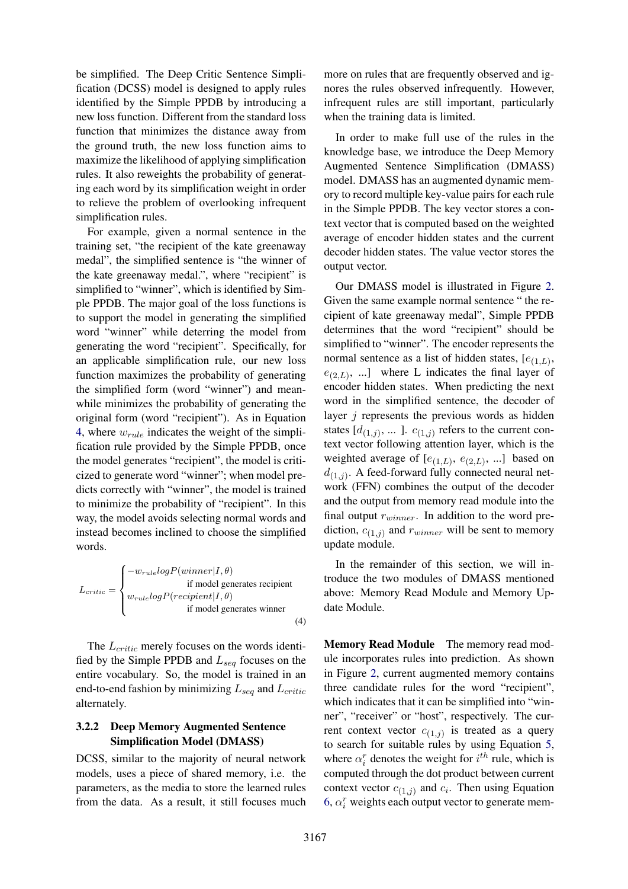be simplified. The Deep Critic Sentence Simplification (DCSS) model is designed to apply rules identified by the Simple PPDB by introducing a new loss function. Different from the standard loss function that minimizes the distance away from the ground truth, the new loss function aims to maximize the likelihood of applying simplification rules. It also reweights the probability of generating each word by its simplification weight in order to relieve the problem of overlooking infrequent simplification rules.

For example, given a normal sentence in the training set, "the recipient of the kate greenaway medal", the simplified sentence is "the winner of the kate greenaway medal.", where "recipient" is simplified to "winner", which is identified by Simple PPDB. The major goal of the loss functions is to support the model in generating the simplified word "winner" while deterring the model from generating the word "recipient". Specifically, for an applicable simplification rule, our new loss function maximizes the probability of generating the simplified form (word "winner") and meanwhile minimizes the probability of generating the original form (word "recipient"). As in Equation 4, where $w_{rule}$ indicates the weight of the simplification rule provided by the Simple PPDB, once the model generates "recipient", the model is criticized to generate word "winner"; when model predicts correctly with "winner", the model is trained to minimize the probability of "recipient". In this way, the model avoids selecting normal words and instead becomes inclined to choose the simplified words.

$$L_{critic} = \begin{cases} -w_{rule} logP(winner|I, \theta) \\ \qquad\qquad \text{if model generates recipient} \\ w_{rule} logP(recipient|I, \theta) \\ \qquad\qquad \text{if model generates winner} \end{cases} \tag{4}$$

The $L_{critic}$ merely focuses on the words identified by the Simple PPDB and $L_{seq}$ focuses on the entire vocabulary. So, the model is trained in an end-to-end fashion by minimizing $L_{seq}$ and $L_{critic}$ alternately.

### 3.2.2 Deep Memory Augmented Sentence Simplification Model (DMASS)

DCSS, similar to the majority of neural network models, uses a piece of shared memory, i.e. the parameters, as the media to store the learned rules from the data. As a result, it still focuses much more on rules that are frequently observed and ignores the rules observed infrequently. However, infrequent rules are still important, particularly when the training data is limited.

In order to make full use of the rules in the knowledge base, we introduce the Deep Memory Augmented Sentence Simplification (DMASS) model. DMASS has an augmented dynamic memory to record multiple key-value pairs for each rule in the Simple PPDB. The key vector stores a context vector that is computed based on the weighted average of encoder hidden states and the current decoder hidden states. The value vector stores the output vector.

Our DMASS model is illustrated in Figure 2. Given the same example normal sentence " the recipient of kate greenaway medal", Simple PPDB determines that the word "recipient" should be simplified to "winner". The encoder represents the normal sentence as a list of hidden states, [$e_{(1,L)}$, $e_{(2,L)}$, ...] where L indicates the final layer of encoder hidden states. When predicting the next word in the simplified sentence, the decoder of layer $j$ represents the previous words as hidden states [$d_{(1,j)}$, ... ]. $c_{(1,j)}$ refers to the current context vector following attention layer, which is the weighted average of [$e_{(1,L)}$, $e_{(2,L)}$, ...] based on $d_{(1,j)}$. A feed-forward fully connected neural network (FFN) combines the output of the decoder and the output from memory read module into the final output $r_{winner}$. In addition to the word prediction, $c_{(1,j)}$ and $r_{winner}$ will be sent to memory update module.

In the remainder of this section, we will introduce the two modules of DMASS mentioned above: Memory Read Module and Memory Update Module.

**Memory Read Module** The memory read module incorporates rules into prediction. As shown in Figure 2, current augmented memory contains three candidate rules for the word "recipient", which indicates that it can be simplified into "winner", "receiver" or "host", respectively. The current context vector $c_{(1,j)}$ is treated as a query to search for suitable rules by using Equation 5, where $\alpha_i^r$ denotes the weight for $i^{th}$ rule, which is computed through the dot product between current context vector $c_{(1,j)}$ and $c_i$. Then using Equation 6, $\alpha_i^r$ weights each output vector to generate mem-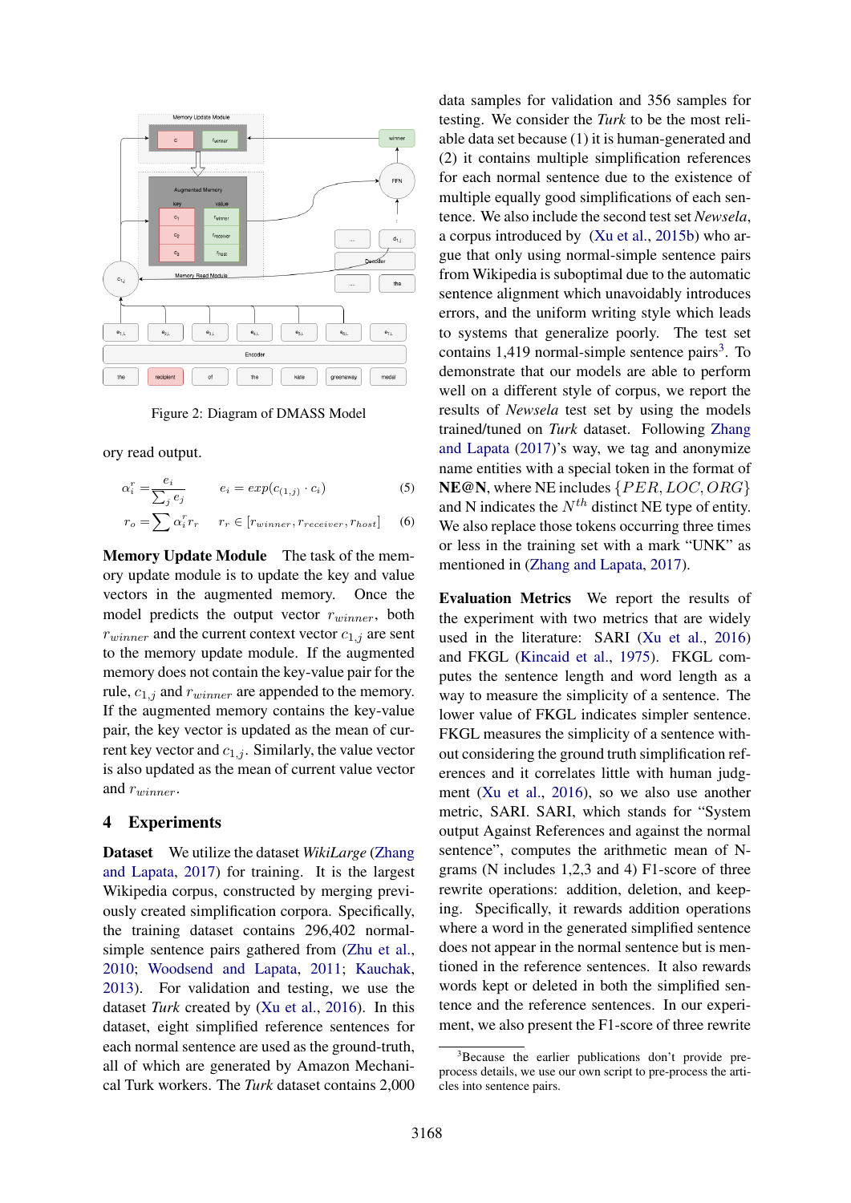Figure 2: Diagram of DMASS Model

ory read output.

$$\alpha_i^r = \frac{e_i}{\sum_j e_j} \qquad e_i = exp(c_{(1,j)} \cdot c_i) \tag{5}$$

$$r_o = \sum \alpha_i^r r_r \qquad r_r \in [r_{winner}, r_{receiver}, r_{host}] \tag{6}$$

**Memory Update Module** The task of the memory update module is to update the key and value vectors in the augmented memory. Once the model predicts the output vector $r_{winner}$, both $r_{winner}$ and the current context vector $c_{1,j}$ are sent to the memory update module. If the augmented memory does not contain the key-value pair for the rule, $c_{1,j}$ and $r_{winner}$ are appended to the memory. If the augmented memory contains the key-value pair, the key vector is updated as the mean of current key vector and $c_{1,j}$. Similarly, the value vector is also updated as the mean of current value vector and $r_{winner}$.

## 4 Experiments

**Dataset** We utilize the dataset *WikiLarge* (Zhang and Lapata, 2017) for training. It is the largest Wikipedia corpus, constructed by merging previously created simplification corpora. Specifically, the training dataset contains 296,402 normal-simple sentence pairs gathered from (Zhu et al., 2010; Woodsend and Lapata, 2011; Kauchak, 2013). For validation and testing, we use the dataset *Turk* created by (Xu et al., 2016). In this dataset, eight simplified reference sentences for each normal sentence are used as the ground-truth, all of which are generated by Amazon Mechanical Turk workers. The *Turk* dataset contains 2,000 data samples for validation and 356 samples for testing. We consider the *Turk* to be the most reliable data set because (1) it is human-generated and (2) it contains multiple simplification references for each normal sentence due to the existence of multiple equally good simplifications of each sentence. We also include the second test set *Newsela*, a corpus introduced by (Xu et al., 2015b) who argue that only using normal-simple sentence pairs from Wikipedia is suboptimal due to the automatic sentence alignment which unavoidably introduces errors, and the uniform writing style which leads to systems that generalize poorly. The test set contains 1,419 normal-simple sentence pairs[3]. To demonstrate that our models are able to perform well on a different style of corpus, we report the results of *Newsela* test set by using the models trained/tuned on *Turk* dataset. Following Zhang and Lapata (2017)'s way, we tag and anonymize name entities with a special token in the format of **NE@N**, where NE includes $\{PER, LOC, ORG\}$ and N indicates the $N^{th}$ distinct NE type of entity. We also replace those tokens occurring three times or less in the training set with a mark "UNK" as mentioned in (Zhang and Lapata, 2017).

**Evaluation Metrics** We report the results of the experiment with two metrics that are widely used in the literature: SARI (Xu et al., 2016) and FKGL (Kincaid et al., 1975). FKGL computes the sentence length and word length as a way to measure the simplicity of a sentence. The lower value of FKGL indicates simpler sentence. FKGL measures the simplicity of a sentence without considering the ground truth simplification references and it correlates little with human judgment (Xu et al., 2016), so we also use another metric, SARI. SARI, which stands for "System output Against References and against the normal sentence", computes the arithmetic mean of N-grams (N includes 1,2,3 and 4) F1-score of three rewrite operations: addition, deletion, and keeping. Specifically, it rewards addition operations where a word in the generated simplified sentence does not appear in the normal sentence but is mentioned in the reference sentences. It also rewards words kept or deleted in both the simplified sentence and the reference sentences. In our experiment, we also present the F1-score of three rewrite

[3]Because the earlier publications don't provide preprocess details, we use our own script to pre-process the articles into sentence pairs.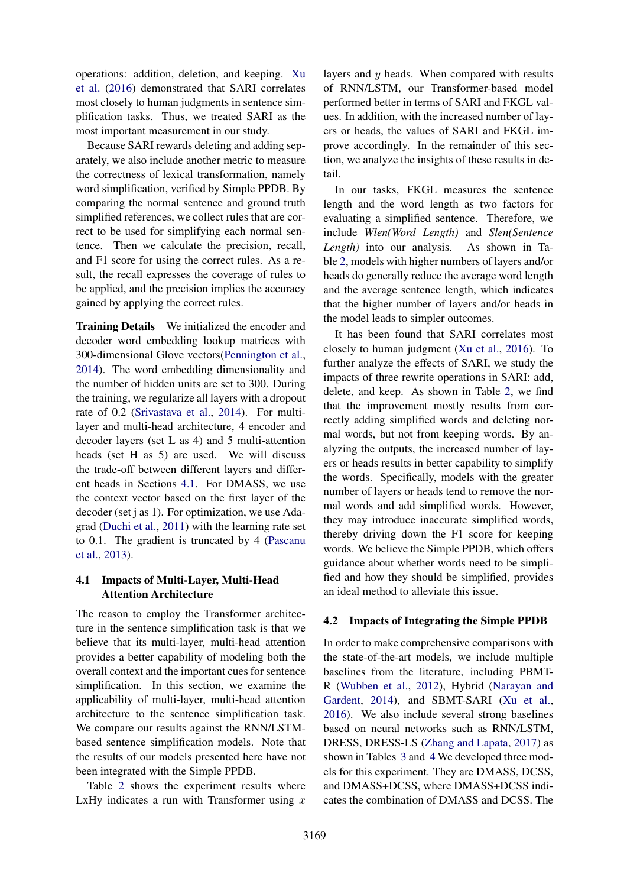operations: addition, deletion, and keeping. Xu et al. (2016) demonstrated that SARI correlates most closely to human judgments in sentence simplification tasks. Thus, we treated SARI as the most important measurement in our study.

Because SARI rewards deleting and adding separately, we also include another metric to measure the correctness of lexical transformation, namely word simplification, verified by Simple PPDB. By comparing the normal sentence and ground truth simplified references, we collect rules that are correct to be used for simplifying each normal sentence. Then we calculate the precision, recall, and F1 score for using the correct rules. As a result, the recall expresses the coverage of rules to be applied, and the precision implies the accuracy gained by applying the correct rules.

**Training Details** We initialized the encoder and decoder word embedding lookup matrices with 300-dimensional Glove vectors(Pennington et al., 2014). The word embedding dimensionality and the number of hidden units are set to 300. During the training, we regularize all layers with a dropout rate of 0.2 (Srivastava et al., 2014). For multi-layer and multi-head architecture, 4 encoder and decoder layers (set L as 4) and 5 multi-attention heads (set H as 5) are used. We will discuss the trade-off between different layers and different heads in Sections 4.1. For DMASS, we use the context vector based on the first layer of the decoder (set j as 1). For optimization, we use Adagrad (Duchi et al., 2011) with the learning rate set to 0.1. The gradient is truncated by 4 (Pascanu et al., 2013).

### 4.1 Impacts of Multi-Layer, Multi-Head Attention Architecture

The reason to employ the Transformer architecture in the sentence simplification task is that we believe that its multi-layer, multi-head attention provides a better capability of modeling both the overall context and the important cues for sentence simplification. In this section, we examine the applicability of multi-layer, multi-head attention architecture to the sentence simplification task. We compare our results against the RNN/LSTM-based sentence simplification models. Note that the results of our models presented here have not been integrated with the Simple PPDB.

Table 2 shows the experiment results where LxHy indicates a run with Transformer using $x$ layers and $y$ heads. When compared with results of RNN/LSTM, our Transformer-based model performed better in terms of SARI and FKGL values. In addition, with the increased number of layers or heads, the values of SARI and FKGL improve accordingly. In the remainder of this section, we analyze the insights of these results in detail.

In our tasks, FKGL measures the sentence length and the word length as two factors for evaluating a simplified sentence. Therefore, we include *Wlen(Word Length)* and *Slen(Sentence Length)* into our analysis. As shown in Table 2, models with higher numbers of layers and/or heads do generally reduce the average word length and the average sentence length, which indicates that the higher number of layers and/or heads in the model leads to simpler outcomes.

It has been found that SARI correlates most closely to human judgment (Xu et al., 2016). To further analyze the effects of SARI, we study the impacts of three rewrite operations in SARI: add, delete, and keep. As shown in Table 2, we find that the improvement mostly results from correctly adding simplified words and deleting normal words, but not from keeping words. By analyzing the outputs, the increased number of layers or heads results in better capability to simplify the words. Specifically, models with the greater number of layers or heads tend to remove the normal words and add simplified words. However, they may introduce inaccurate simplified words, thereby driving down the F1 score for keeping words. We believe the Simple PPDB, which offers guidance about whether words need to be simplified and how they should be simplified, provides an ideal method to alleviate this issue.

### 4.2 Impacts of Integrating the Simple PPDB

In order to make comprehensive comparisons with the state-of-the-art models, we include multiple baselines from the literature, including PBMT-R (Wubben et al., 2012), Hybrid (Narayan and Gardent, 2014), and SBMT-SARI (Xu et al., 2016). We also include several strong baselines based on neural networks such as RNN/LSTM, DRESS, DRESS-LS (Zhang and Lapata, 2017) as shown in Tables 3 and 4 We developed three models for this experiment. They are DMASS, DCSS, and DMASS+DCSS, where DMASS+DCSS indicates the combination of DMASS and DCSS. The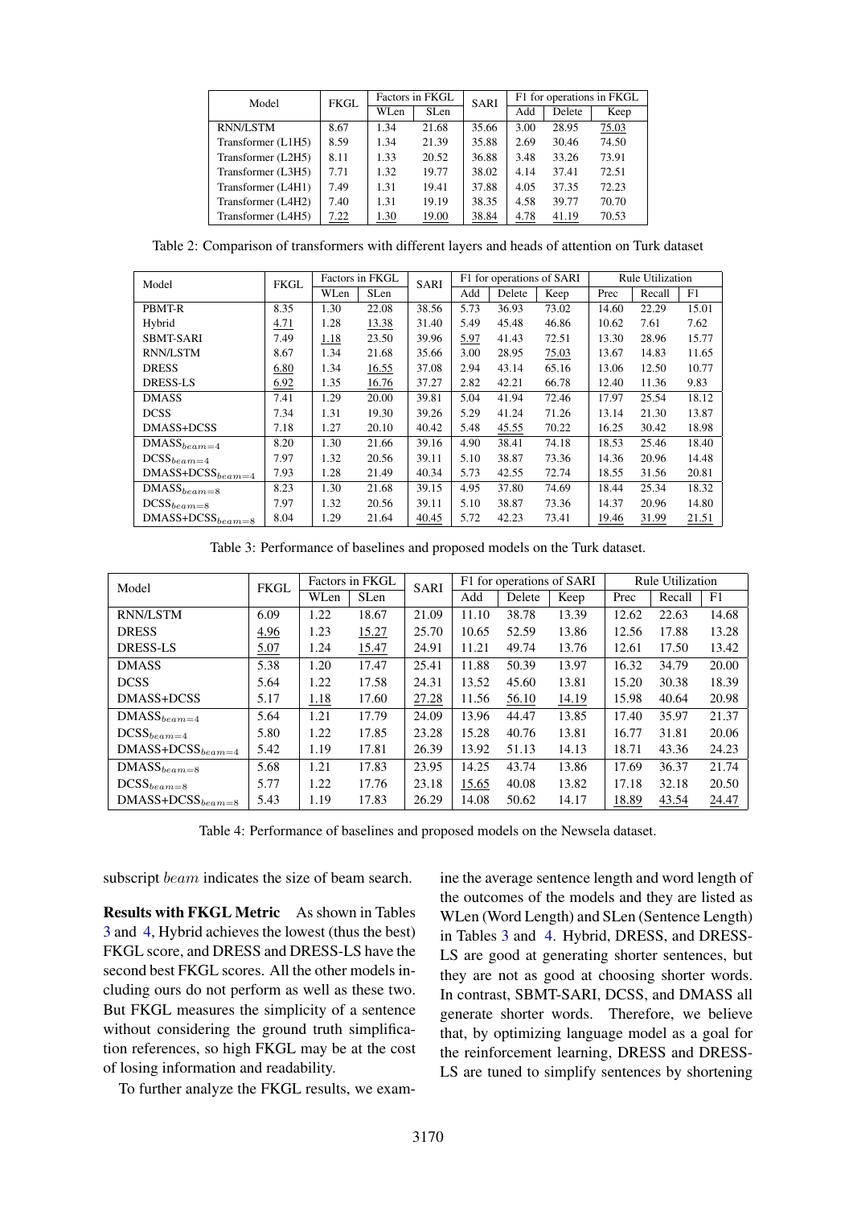| Model | FKGL | Factors in FKGL | | SARI | F1 for operations in FKGL | | |
|---|---|---|---|---|---|---|---|
| | | WLen | SLen | | Add | Delete | Keep |
| RNN/LSTM | 8.67 | 1.34 | 21.68 | 35.66 | 3.00 | 28.95 | 75.03 |
| Transformer (L1H5) | 8.59 | 1.34 | 21.39 | 35.88 | 2.69 | 30.46 | 74.50 |
| Transformer (L2H5) | 8.11 | 1.33 | 20.52 | 36.88 | 3.48 | 33.26 | 73.91 |
| Transformer (L3H5) | 7.71 | 1.32 | 19.77 | 38.02 | 4.14 | 37.41 | 72.51 |
| Transformer (L4H1) | 7.49 | 1.31 | 19.41 | 37.88 | 4.05 | 37.35 | 72.23 |
| Transformer (L4H2) | 7.40 | 1.31 | 19.19 | 38.35 | 4.58 | 39.77 | 70.70 |
| Transformer (L4H5) | 7.22 | 1.30 | 19.00 | 38.84 | 4.78 | 41.19 | 70.53 |

Table 2: Comparison of transformers with different layers and heads of attention on Turk dataset

| Model | FKGL | Factors in FKGL | | SARI | F1 for operations of SARI | | | Rule Utilization | | |
|---|---|---|---|---|---|---|---|---|---|---|
| | | WLen | SLen | | Add | Delete | Keep | Prec | Recall | F1 |
| PBMT-R | 8.35 | 1.30 | 22.08 | 38.56 | 5.73 | 36.93 | 73.02 | 14.60 | 22.29 | 15.01 |
| Hybrid | 4.71 | 1.28 | 13.38 | 31.40 | 5.49 | 45.48 | 46.86 | 10.62 | 7.61 | 7.62 |
| SBMT-SARI | 7.49 | 1.18 | 23.50 | 39.96 | 5.97 | 41.43 | 72.51 | 13.30 | 28.96 | 15.77 |
| RNN/LSTM | 8.67 | 1.34 | 21.68 | 35.66 | 3.00 | 28.95 | 75.03 | 13.67 | 14.83 | 11.65 |
| DRESS | 6.80 | 1.34 | 16.55 | 37.08 | 2.94 | 43.14 | 65.16 | 13.06 | 12.50 | 10.77 |
| DRESS-LS | 6.92 | 1.35 | 16.76 | 37.27 | 2.82 | 42.21 | 66.78 | 12.40 | 11.36 | 9.83 |
| DMASS | 7.41 | 1.29 | 20.00 | 39.81 | 5.04 | 41.94 | 72.46 | 17.97 | 25.54 | 18.12 |
| DCSS | 7.34 | 1.31 | 19.30 | 39.26 | 5.29 | 41.24 | 71.26 | 13.14 | 21.30 | 13.87 |
| DMASS+DCSS | 7.18 | 1.27 | 20.10 | 40.42 | 5.48 | 45.55 | 70.22 | 16.25 | 30.42 | 18.98 |
| $\text{DMASS}_{beam=4}$ | 8.20 | 1.30 | 21.66 | 39.16 | 4.90 | 38.41 | 74.18 | 18.53 | 25.46 | 18.40 |
| $\text{DCSS}_{beam=4}$ | 7.97 | 1.32 | 20.56 | 39.11 | 5.10 | 38.87 | 73.36 | 14.36 | 20.96 | 14.48 |
| $\text{DMASS+DCSS}_{beam=4}$ | 7.93 | 1.28 | 21.49 | 40.34 | 5.73 | 42.55 | 72.74 | 18.55 | 31.56 | 20.81 |
| $\text{DMASS}_{beam=8}$ | 8.23 | 1.30 | 21.68 | 39.15 | 4.95 | 37.80 | 74.69 | 18.44 | 25.34 | 18.32 |
| $\text{DCSS}_{beam=8}$ | 7.97 | 1.32 | 20.56 | 39.11 | 5.10 | 38.87 | 73.36 | 14.37 | 20.96 | 14.80 |
| $\text{DMASS+DCSS}_{beam=8}$ | 8.04 | 1.29 | 21.64 | 40.45 | 5.72 | 42.23 | 73.41 | 19.46 | 31.99 | 21.51 |

Table 3: Performance of baselines and proposed models on the Turk dataset.

| Model | FKGL | Factors in FKGL | | SARI | F1 for operations of SARI | | | Rule Utilization | | |
|---|---|---|---|---|---|---|---|---|---|---|
| | | WLen | SLen | | Add | Delete | Keep | Prec | Recall | F1 |
| RNN/LSTM | 6.09 | 1.22 | 18.67 | 21.09 | 11.10 | 38.78 | 13.39 | 12.62 | 22.63 | 14.68 |
| DRESS | 4.96 | 1.23 | 15.27 | 25.70 | 10.65 | 52.59 | 13.86 | 12.56 | 17.88 | 13.28 |
| DRESS-LS | 5.07 | 1.24 | 15.47 | 24.91 | 11.21 | 49.74 | 13.76 | 12.61 | 17.50 | 13.42 |
| DMASS | 5.38 | 1.20 | 17.47 | 25.41 | 11.88 | 50.39 | 13.97 | 16.32 | 34.79 | 20.00 |
| DCSS | 5.64 | 1.22 | 17.58 | 24.31 | 13.52 | 45.60 | 13.81 | 15.20 | 30.38 | 18.39 |
| DMASS+DCSS | 5.17 | 1.18 | 17.60 | 27.28 | 11.56 | 56.10 | 14.19 | 15.98 | 40.64 | 20.98 |
| $\text{DMASS}_{beam=4}$ | 5.64 | 1.21 | 17.79 | 24.09 | 13.96 | 44.47 | 13.85 | 17.40 | 35.97 | 21.37 |
| $\text{DCSS}_{beam=4}$ | 5.80 | 1.22 | 17.85 | 23.28 | 15.28 | 40.76 | 13.81 | 16.77 | 31.81 | 20.06 |
| $\text{DMASS+DCSS}_{beam=4}$ | 5.42 | 1.19 | 17.81 | 26.39 | 13.92 | 51.13 | 14.13 | 18.71 | 43.36 | 24.23 |
| $\text{DMASS}_{beam=8}$ | 5.68 | 1.21 | 17.83 | 23.95 | 14.25 | 43.74 | 13.86 | 17.69 | 36.37 | 21.74 |
| $\text{DCSS}_{beam=8}$ | 5.77 | 1.22 | 17.76 | 23.18 | 15.65 | 40.08 | 13.82 | 17.18 | 32.18 | 20.50 |
| $\text{DMASS+DCSS}_{beam=8}$ | 5.43 | 1.19 | 17.83 | 26.29 | 14.08 | 50.62 | 14.17 | 18.89 | 43.54 | 24.47 |

Table 4: Performance of baselines and proposed models on the Newsela dataset.

subscript $beam$ indicates the size of beam search.

**Results with FKGL Metric** As shown in Tables 3 and 4, Hybrid achieves the lowest (thus the best) FKGL score, and DRESS and DRESS-LS have the second best FKGL scores. All the other models including ours do not perform as well as these two. But FKGL measures the simplicity of a sentence without considering the ground truth simplification references, so high FKGL may be at the cost of losing information and readability.

To further analyze the FKGL results, we examine the average sentence length and word length of the outcomes of the models and they are listed as WLen (Word Length) and SLen (Sentence Length) in Tables 3 and 4. Hybrid, DRESS, and DRESS-LS are good at generating shorter sentences, but they are not as good at choosing shorter words. In contrast, SBMT-SARI, DCSS, and DMASS all generate shorter words. Therefore, we believe that, by optimizing language model as a goal for the reinforcement learning, DRESS and DRESS-LS are tuned to simplify sentences by shortening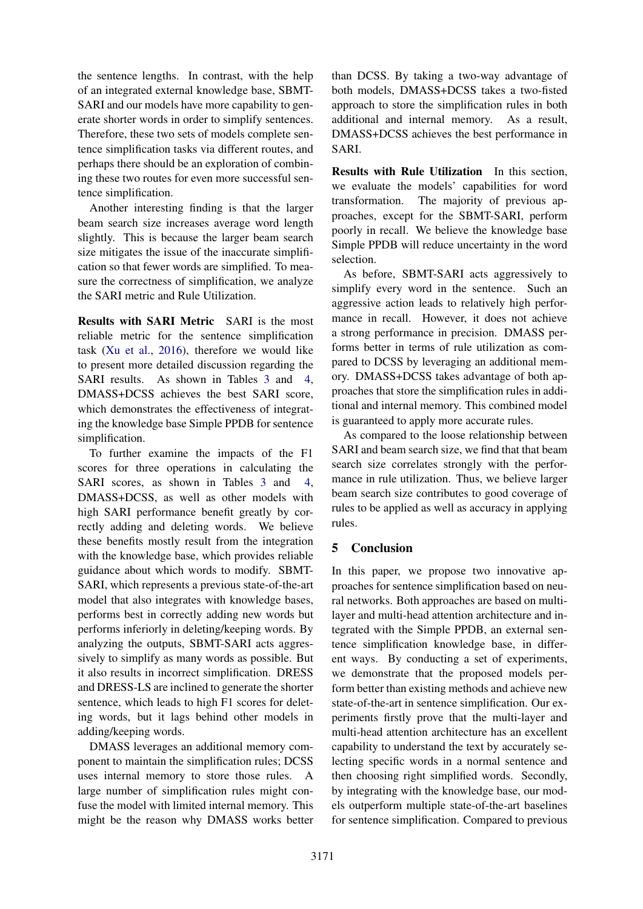the sentence lengths. In contrast, with the help of an integrated external knowledge base, SBMT-SARI and our models have more capability to generate shorter words in order to simplify sentences. Therefore, these two sets of models complete sentence simplification tasks via different routes, and perhaps there should be an exploration of combining these two routes for even more successful sentence simplification.

Another interesting finding is that the larger beam search size increases average word length slightly. This is because the larger beam search size mitigates the issue of the inaccurate simplification so that fewer words are simplified. To measure the correctness of simplification, we analyze the SARI metric and Rule Utilization.

**Results with SARI Metric** SARI is the most reliable metric for the sentence simplification task (Xu et al., 2016), therefore we would like to present more detailed discussion regarding the SARI results. As shown in Tables 3 and 4, DMASS+DCSS achieves the best SARI score, which demonstrates the effectiveness of integrating the knowledge base Simple PPDB for sentence simplification.

To further examine the impacts of the F1 scores for three operations in calculating the SARI scores, as shown in Tables 3 and 4, DMASS+DCSS, as well as other models with high SARI performance benefit greatly by correctly adding and deleting words. We believe these benefits mostly result from the integration with the knowledge base, which provides reliable guidance about which words to modify. SBMT-SARI, which represents a previous state-of-the-art model that also integrates with knowledge bases, performs best in correctly adding new words but performs inferiorly in deleting/keeping words. By analyzing the outputs, SBMT-SARI acts aggressively to simplify as many words as possible. But it also results in incorrect simplification. DRESS and DRESS-LS are inclined to generate the shorter sentence, which leads to high F1 scores for deleting words, but it lags behind other models in adding/keeping words.

DMASS leverages an additional memory component to maintain the simplification rules; DCSS uses internal memory to store those rules. A large number of simplification rules might confuse the model with limited internal memory. This might be the reason why DMASS works better than DCSS. By taking a two-way advantage of both models, DMASS+DCSS takes a two-fisted approach to store the simplification rules in both additional and internal memory. As a result, DMASS+DCSS achieves the best performance in SARI.

**Results with Rule Utilization** In this section, we evaluate the models' capabilities for word transformation. The majority of previous approaches, except for the SBMT-SARI, perform poorly in recall. We believe the knowledge base Simple PPDB will reduce uncertainty in the word selection.

As before, SBMT-SARI acts aggressively to simplify every word in the sentence. Such an aggressive action leads to relatively high performance in recall. However, it does not achieve a strong performance in precision. DMASS performs better in terms of rule utilization as compared to DCSS by leveraging an additional memory. DMASS+DCSS takes advantage of both approaches that store the simplification rules in additional and internal memory. This combined model is guaranteed to apply more accurate rules.

As compared to the loose relationship between SARI and beam search size, we find that that beam search size correlates strongly with the performance in rule utilization. Thus, we believe larger beam search size contributes to good coverage of rules to be applied as well as accuracy in applying rules.

## 5 Conclusion

In this paper, we propose two innovative approaches for sentence simplification based on neural networks. Both approaches are based on multi-layer and multi-head attention architecture and integrated with the Simple PPDB, an external sentence simplification knowledge base, in different ways. By conducting a set of experiments, we demonstrate that the proposed models perform better than existing methods and achieve new state-of-the-art in sentence simplification. Our experiments firstly prove that the multi-layer and multi-head attention architecture has an excellent capability to understand the text by accurately selecting specific words in a normal sentence and then choosing right simplified words. Secondly, by integrating with the knowledge base, our models outperform multiple state-of-the-art baselines for sentence simplification. Compared to previous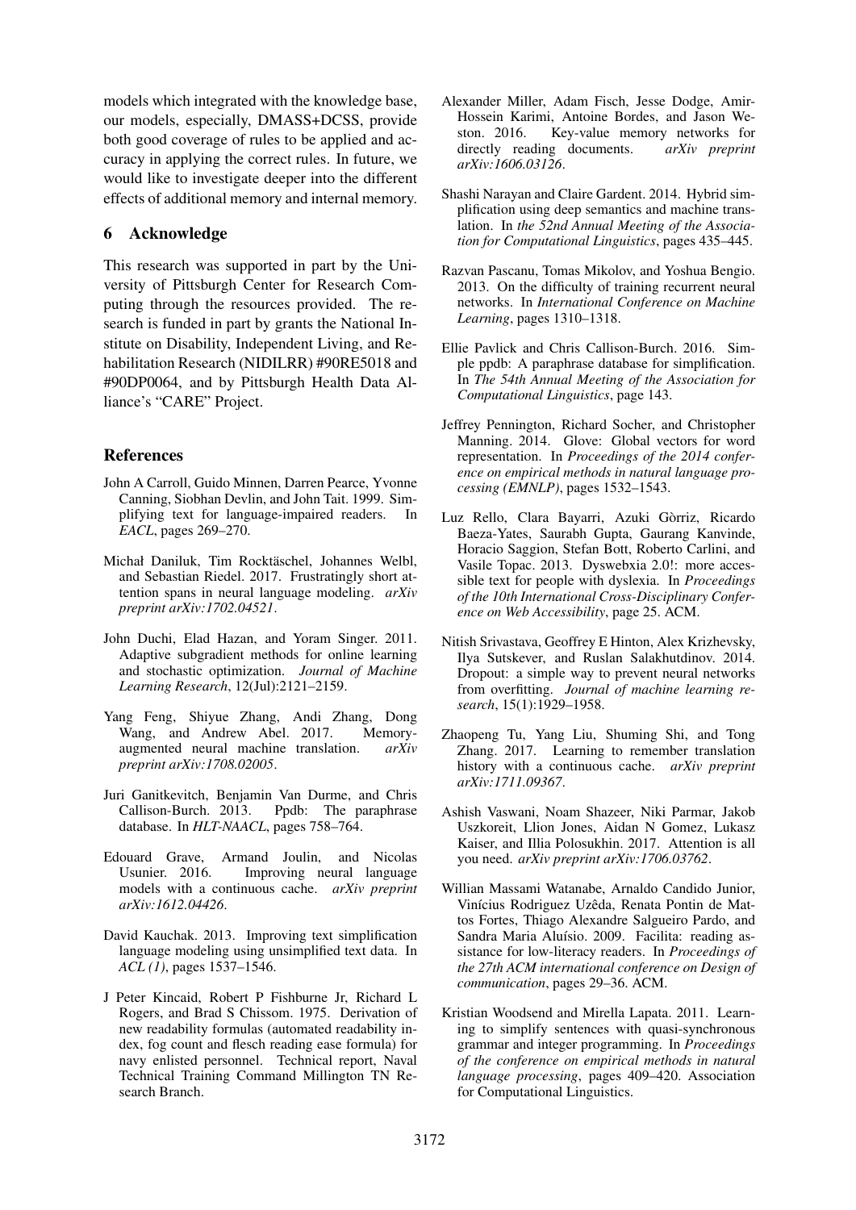models which integrated with the knowledge base, our models, especially, DMASS+DCSS, provide both good coverage of rules to be applied and accuracy in applying the correct rules. In future, we would like to investigate deeper into the different effects of additional memory and internal memory.

## 6 Acknowledge

This research was supported in part by the University of Pittsburgh Center for Research Computing through the resources provided. The research is funded in part by grants the National Institute on Disability, Independent Living, and Rehabilitation Research (NIDILRR) #90RE5018 and #90DP0064, and by Pittsburgh Health Data Alliance's "CARE" Project.

## References

John A Carroll, Guido Minnen, Darren Pearce, Yvonne Canning, Siobhan Devlin, and John Tait. 1999. Simplifying text for language-impaired readers. In *EACL*, pages 269–270.

Michał Daniluk, Tim Rocktäschel, Johannes Welbl, and Sebastian Riedel. 2017. Frustratingly short attention spans in neural language modeling. *arXiv preprint arXiv:1702.04521*.

John Duchi, Elad Hazan, and Yoram Singer. 2011. Adaptive subgradient methods for online learning and stochastic optimization. *Journal of Machine Learning Research*, 12(Jul):2121–2159.

Yang Feng, Shiyue Zhang, Andi Zhang, Dong Wang, and Andrew Abel. 2017. Memory-augmented neural machine translation. *arXiv preprint arXiv:1708.02005*.

Juri Ganitkevitch, Benjamin Van Durme, and Chris Callison-Burch. 2013. Ppdb: The paraphrase database. In *HLT-NAACL*, pages 758–764.

Edouard Grave, Armand Joulin, and Nicolas Usunier. 2016. Improving neural language models with a continuous cache. *arXiv preprint arXiv:1612.04426*.

David Kauchak. 2013. Improving text simplification language modeling using unsimplified text data. In *ACL (1)*, pages 1537–1546.

J Peter Kincaid, Robert P Fishburne Jr, Richard L Rogers, and Brad S Chissom. 1975. Derivation of new readability formulas (automated readability index, fog count and flesch reading ease formula) for navy enlisted personnel. Technical report, Naval Technical Training Command Millington TN Research Branch.

Alexander Miller, Adam Fisch, Jesse Dodge, Amir-Hossein Karimi, Antoine Bordes, and Jason Weston. 2016. Key-value memory networks for directly reading documents. *arXiv preprint arXiv:1606.03126*.

Shashi Narayan and Claire Gardent. 2014. Hybrid simplification using deep semantics and machine translation. In *the 52nd Annual Meeting of the Association for Computational Linguistics*, pages 435–445.

Razvan Pascanu, Tomas Mikolov, and Yoshua Bengio. 2013. On the difficulty of training recurrent neural networks. In *International Conference on Machine Learning*, pages 1310–1318.

Ellie Pavlick and Chris Callison-Burch. 2016. Simple ppdb: A paraphrase database for simplification. In *The 54th Annual Meeting of the Association for Computational Linguistics*, page 143.

Jeffrey Pennington, Richard Socher, and Christopher Manning. 2014. Glove: Global vectors for word representation. In *Proceedings of the 2014 conference on empirical methods in natural language processing (EMNLP)*, pages 1532–1543.

Luz Rello, Clara Bayarri, Azuki Gòrriz, Ricardo Baeza-Yates, Saurabh Gupta, Gaurang Kanvinde, Horacio Saggion, Stefan Bott, Roberto Carlini, and Vasile Topac. 2013. Dyswebxia 2.0!: more accessible text for people with dyslexia. In *Proceedings of the 10th International Cross-Disciplinary Conference on Web Accessibility*, page 25. ACM.

Nitish Srivastava, Geoffrey E Hinton, Alex Krizhevsky, Ilya Sutskever, and Ruslan Salakhutdinov. 2014. Dropout: a simple way to prevent neural networks from overfitting. *Journal of machine learning research*, 15(1):1929–1958.

Zhaopeng Tu, Yang Liu, Shuming Shi, and Tong Zhang. 2017. Learning to remember translation history with a continuous cache. *arXiv preprint arXiv:1711.09367*.

Ashish Vaswani, Noam Shazeer, Niki Parmar, Jakob Uszkoreit, Llion Jones, Aidan N Gomez, Lukasz Kaiser, and Illia Polosukhin. 2017. Attention is all you need. *arXiv preprint arXiv:1706.03762*.

Willian Massami Watanabe, Arnaldo Candido Junior, Vinícius Rodriguez Uzêda, Renata Pontin de Mattos Fortes, Thiago Alexandre Salgueiro Pardo, and Sandra Maria Aluísio. 2009. Facilita: reading assistance for low-literacy readers. In *Proceedings of the 27th ACM international conference on Design of communication*, pages 29–36. ACM.

Kristian Woodsend and Mirella Lapata. 2011. Learning to simplify sentences with quasi-synchronous grammar and integer programming. In *Proceedings of the conference on empirical methods in natural language processing*, pages 409–420. Association for Computational Linguistics.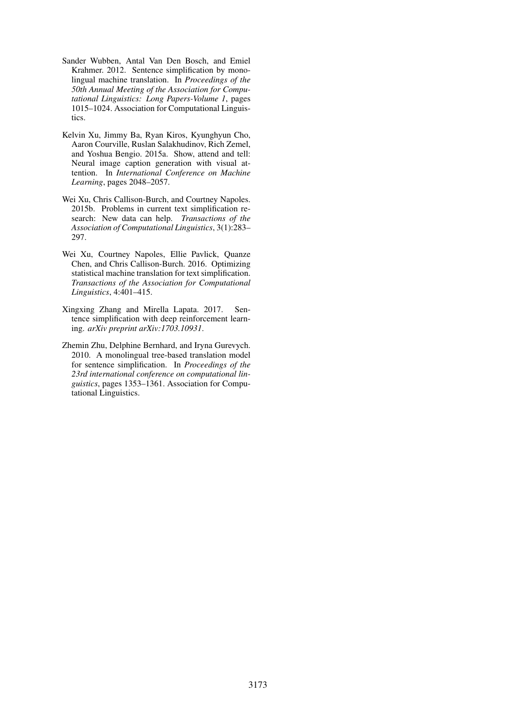Sander Wubben, Antal Van Den Bosch, and Emiel Krahmer. 2012. Sentence simplification by monolingual machine translation. In *Proceedings of the 50th Annual Meeting of the Association for Computational Linguistics: Long Papers-Volume 1*, pages 1015–1024. Association for Computational Linguistics.

Kelvin Xu, Jimmy Ba, Ryan Kiros, Kyunghyun Cho, Aaron Courville, Ruslan Salakhudinov, Rich Zemel, and Yoshua Bengio. 2015a. Show, attend and tell: Neural image caption generation with visual attention. In *International Conference on Machine Learning*, pages 2048–2057.

Wei Xu, Chris Callison-Burch, and Courtney Napoles. 2015b. Problems in current text simplification research: New data can help. *Transactions of the Association of Computational Linguistics*, 3(1):283–297.

Wei Xu, Courtney Napoles, Ellie Pavlick, Quanze Chen, and Chris Callison-Burch. 2016. Optimizing statistical machine translation for text simplification. *Transactions of the Association for Computational Linguistics*, 4:401–415.

Xingxing Zhang and Mirella Lapata. 2017. Sentence simplification with deep reinforcement learning. *arXiv preprint arXiv:1703.10931*.

Zhemin Zhu, Delphine Bernhard, and Iryna Gurevych. 2010. A monolingual tree-based translation model for sentence simplification. In *Proceedings of the 23rd international conference on computational linguistics*, pages 1353–1361. Association for Computational Linguistics.